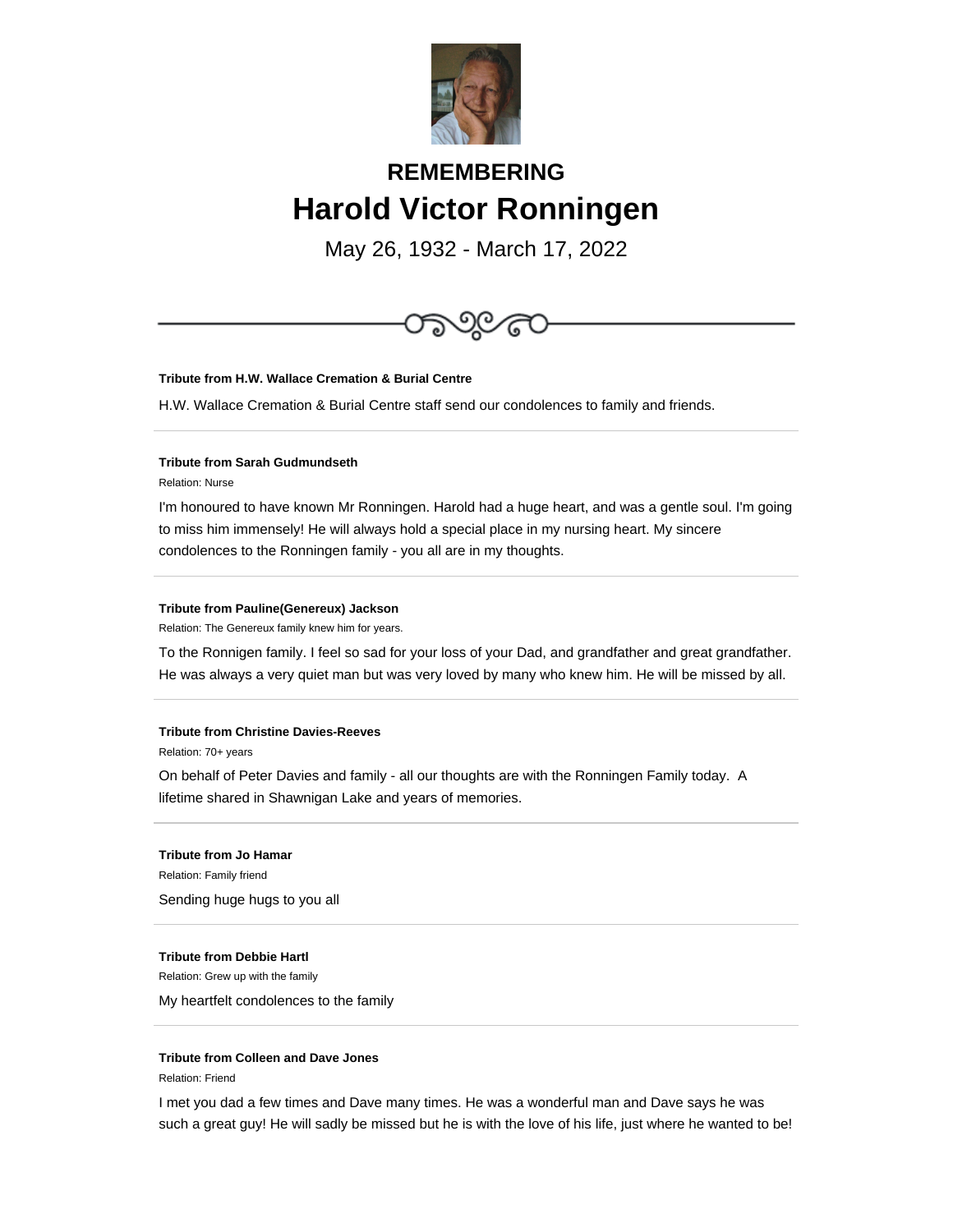## REMEMBERING

# Harold Victor Ronningen

May 26, 1932 - March 17, 2022

---

**Tribute from H.W. Wallace Cremation & Burial Centre**

H.W. Wallace Cremation & Burial Centre staff send our condolences to family and friends.

---

**Tribute from Sarah Gudmundseth**

Relation: Nurse

I'm honoured to have known Mr Ronningen. Harold had a huge heart, and was a gentle soul. I'm going to miss him immensely! He will always hold a special place in my nursing heart. My sincere condolences to the Ronningen family - you all are in my thoughts.

---

**Tribute from Pauline(Genereux) Jackson**

Relation: The Genereux family knew him for years.

To the Ronnigen family. I feel so sad for your loss of your Dad, and grandfather and great grandfather. He was always a very quiet man but was very loved by many who knew him. He will be missed by all.

---

**Tribute from Christine Davies-Reeves**

Relation: 70+ years

On behalf of Peter Davies and family - all our thoughts are with the Ronningen Family today.  A lifetime shared in Shawnigan Lake and years of memories.

---

**Tribute from Jo Hamar**

Relation: Family friend

Sending huge hugs to you all

---

**Tribute from Debbie Hartl**

Relation: Grew up with the family

My heartfelt condolences to the family

---

**Tribute from Colleen and Dave Jones**

Relation: Friend

I met you dad a few times and Dave many times. He was a wonderful man and Dave says he was such a great guy! He will sadly be missed but he is with the love of his life, just where he wanted to be!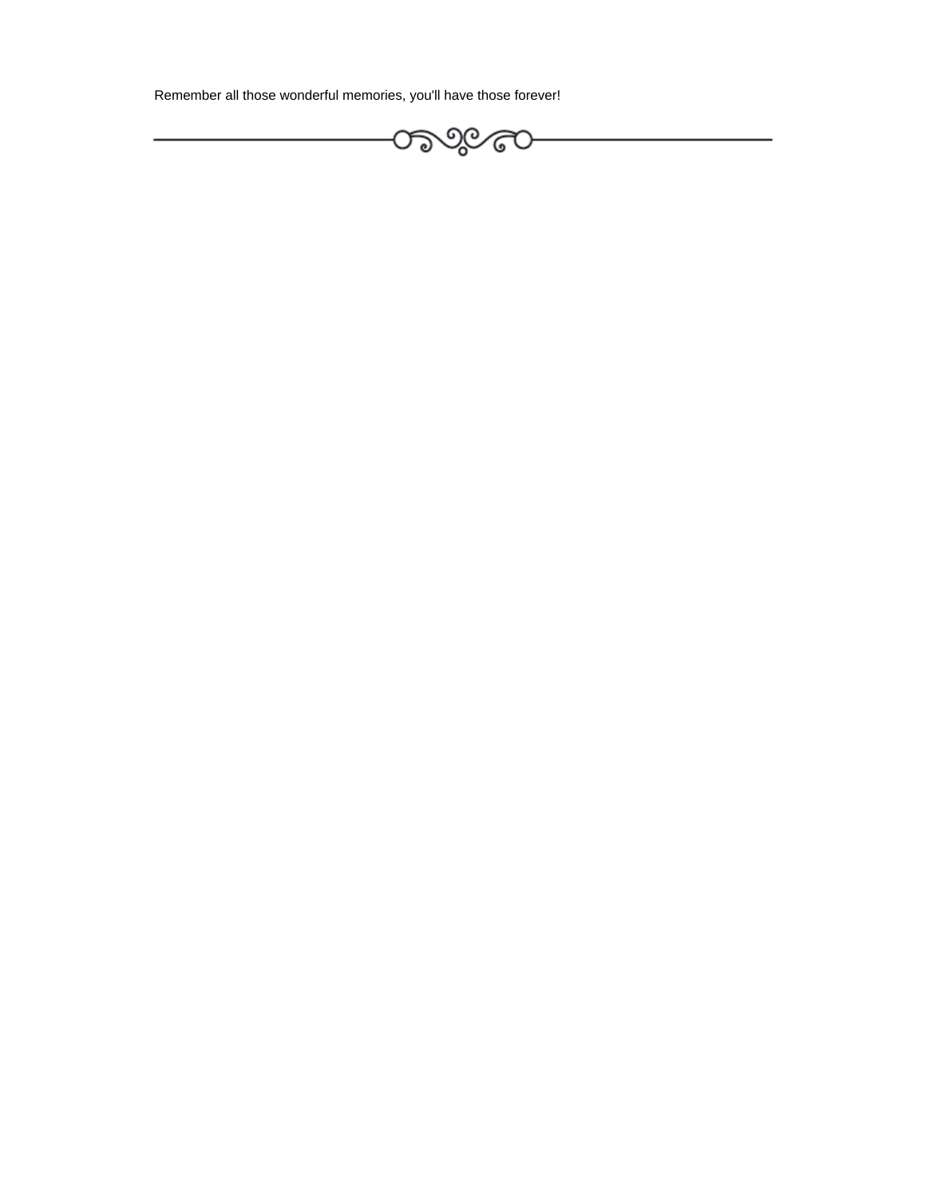Remember all those wonderful memories, you'll have those forever!